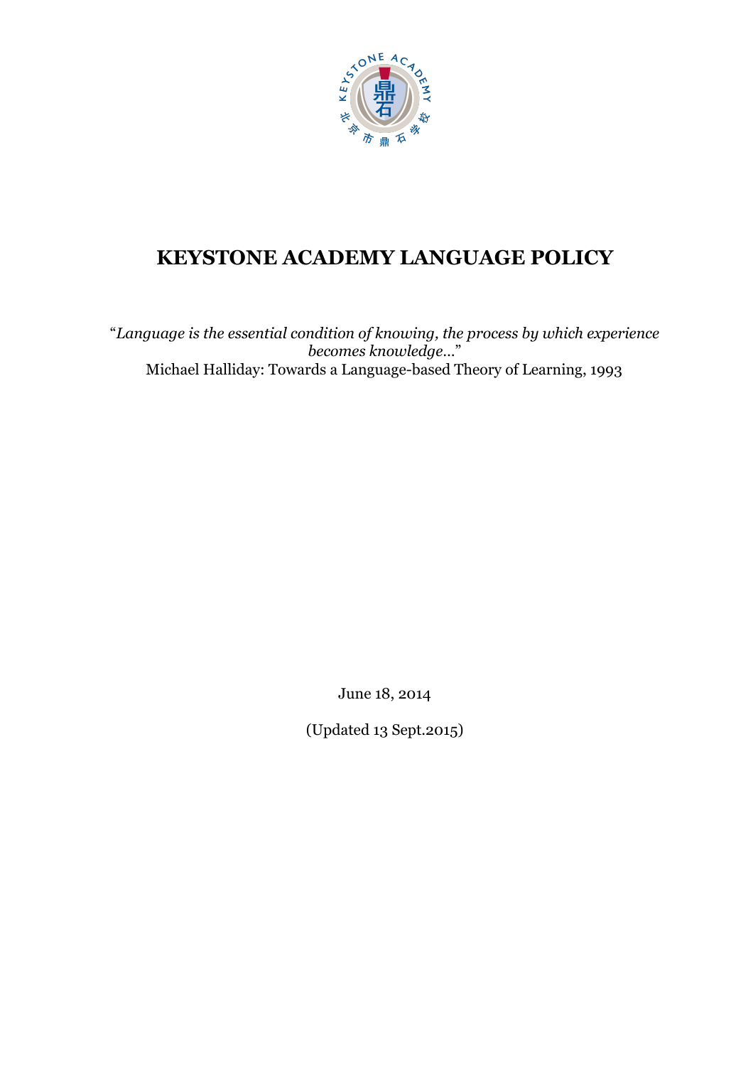# KEYSTONE ACADEMY LANGUAGE POLICY

"*Language is the essential condition of knowing, the process by which experience becomes knowledge…*"
Michael Halliday: Towards a Language-based Theory of Learning, 1993

June 18, 2014

(Updated 13 Sept.2015)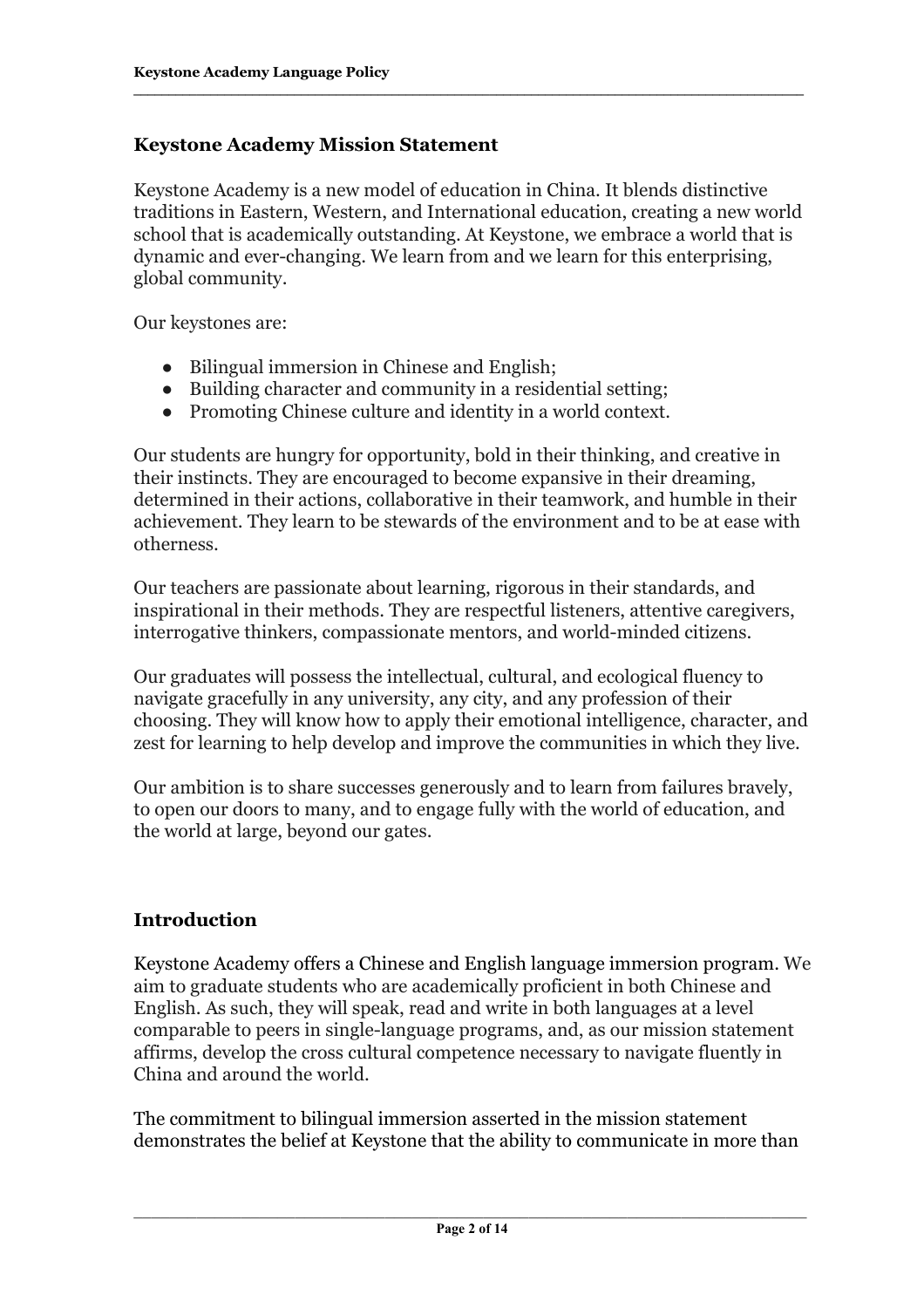## Keystone Academy Mission Statement

Keystone Academy is a new model of education in China. It blends distinctive traditions in Eastern, Western, and International education, creating a new world school that is academically outstanding. At Keystone, we embrace a world that is dynamic and ever-changing. We learn from and we learn for this enterprising, global community.

Our keystones are:

- Bilingual immersion in Chinese and English;
- Building character and community in a residential setting;
- Promoting Chinese culture and identity in a world context.

Our students are hungry for opportunity, bold in their thinking, and creative in their instincts. They are encouraged to become expansive in their dreaming, determined in their actions, collaborative in their teamwork, and humble in their achievement. They learn to be stewards of the environment and to be at ease with otherness.

Our teachers are passionate about learning, rigorous in their standards, and inspirational in their methods. They are respectful listeners, attentive caregivers, interrogative thinkers, compassionate mentors, and world-minded citizens.

Our graduates will possess the intellectual, cultural, and ecological fluency to navigate gracefully in any university, any city, and any profession of their choosing. They will know how to apply their emotional intelligence, character, and zest for learning to help develop and improve the communities in which they live.

Our ambition is to share successes generously and to learn from failures bravely, to open our doors to many, and to engage fully with the world of education, and the world at large, beyond our gates.

## Introduction

Keystone Academy offers a Chinese and English language immersion program. We aim to graduate students who are academically proficient in both Chinese and English. As such, they will speak, read and write in both languages at a level comparable to peers in single-language programs, and, as our mission statement affirms, develop the cross cultural competence necessary to navigate fluently in China and around the world.

The commitment to bilingual immersion asserted in the mission statement demonstrates the belief at Keystone that the ability to communicate in more than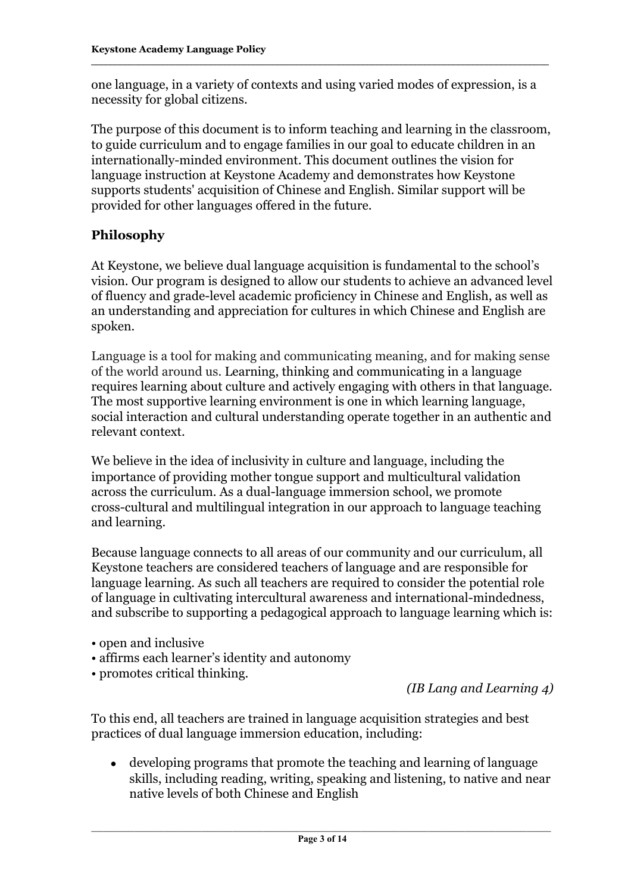one language, in a variety of contexts and using varied modes of expression, is a necessity for global citizens.

The purpose of this document is to inform teaching and learning in the classroom, to guide curriculum and to engage families in our goal to educate children in an internationally-minded environment. This document outlines the vision for language instruction at Keystone Academy and demonstrates how Keystone supports students' acquisition of Chinese and English. Similar support will be provided for other languages offered in the future.

## Philosophy

At Keystone, we believe dual language acquisition is fundamental to the school's vision. Our program is designed to allow our students to achieve an advanced level of fluency and grade-level academic proficiency in Chinese and English, as well as an understanding and appreciation for cultures in which Chinese and English are spoken.

Language is a tool for making and communicating meaning, and for making sense of the world around us. Learning, thinking and communicating in a language requires learning about culture and actively engaging with others in that language. The most supportive learning environment is one in which learning language, social interaction and cultural understanding operate together in an authentic and relevant context.

We believe in the idea of inclusivity in culture and language, including the importance of providing mother tongue support and multicultural validation across the curriculum. As a dual-language immersion school, we promote cross-cultural and multilingual integration in our approach to language teaching and learning.

Because language connects to all areas of our community and our curriculum, all Keystone teachers are considered teachers of language and are responsible for language learning. As such all teachers are required to consider the potential role of language in cultivating intercultural awareness and international-mindedness, and subscribe to supporting a pedagogical approach to language learning which is:

- open and inclusive
- affirms each learner's identity and autonomy
- promotes critical thinking.

*(IB Lang and Learning 4)*

To this end, all teachers are trained in language acquisition strategies and best practices of dual language immersion education, including:

- developing programs that promote the teaching and learning of language skills, including reading, writing, speaking and listening, to native and near native levels of both Chinese and English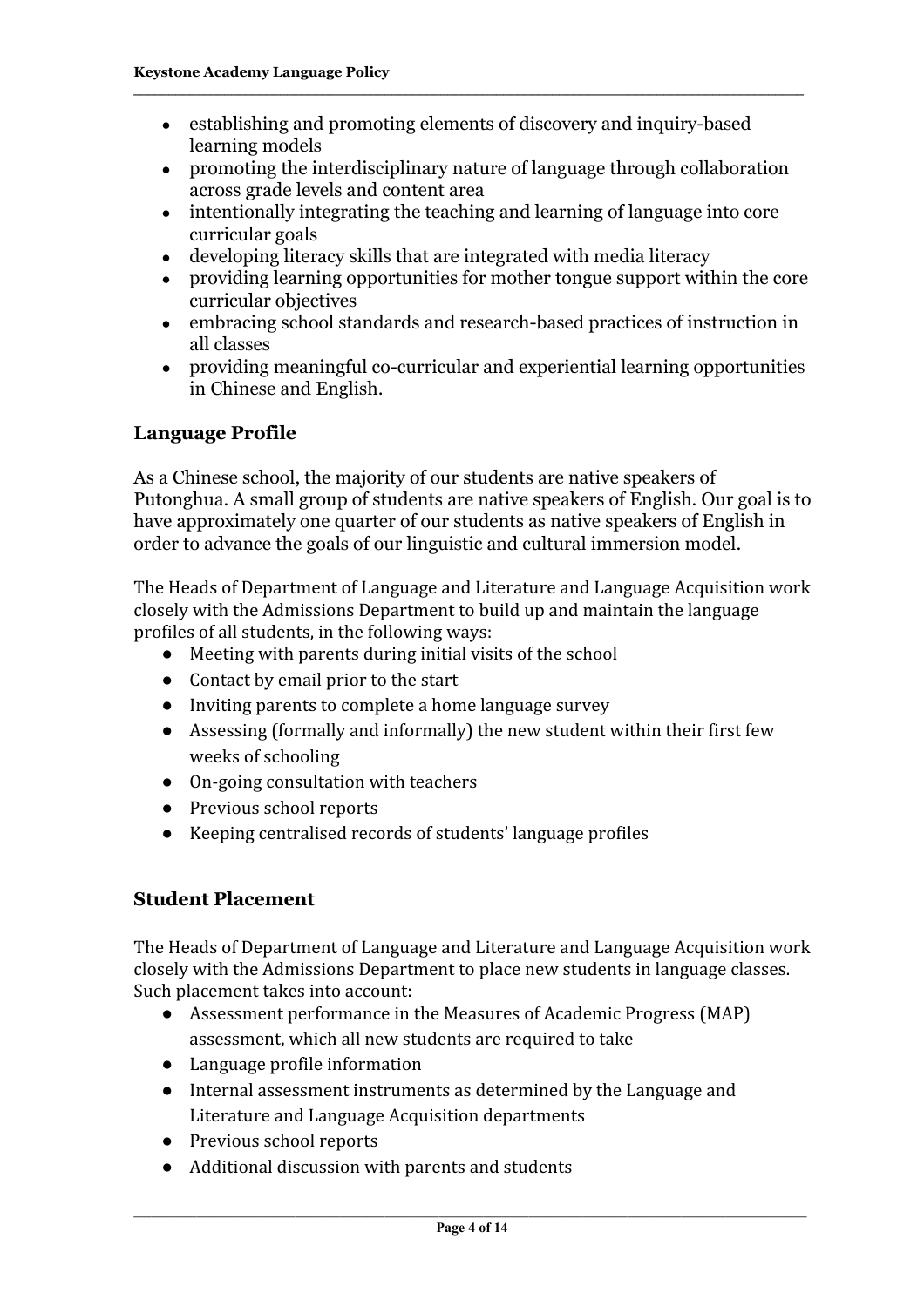- establishing and promoting elements of discovery and inquiry-based learning models
- promoting the interdisciplinary nature of language through collaboration across grade levels and content area
- intentionally integrating the teaching and learning of language into core curricular goals
- developing literacy skills that are integrated with media literacy
- providing learning opportunities for mother tongue support within the core curricular objectives
- embracing school standards and research-based practices of instruction in all classes
- providing meaningful co-curricular and experiential learning opportunities in Chinese and English.

## Language Profile

As a Chinese school, the majority of our students are native speakers of Putonghua. A small group of students are native speakers of English. Our goal is to have approximately one quarter of our students as native speakers of English in order to advance the goals of our linguistic and cultural immersion model.

The Heads of Department of Language and Literature and Language Acquisition work closely with the Admissions Department to build up and maintain the language profiles of all students, in the following ways:

- Meeting with parents during initial visits of the school
- Contact by email prior to the start
- Inviting parents to complete a home language survey
- Assessing (formally and informally) the new student within their first few weeks of schooling
- On-going consultation with teachers
- Previous school reports
- Keeping centralised records of students' language profiles

## Student Placement

The Heads of Department of Language and Literature and Language Acquisition work closely with the Admissions Department to place new students in language classes. Such placement takes into account:

- Assessment performance in the Measures of Academic Progress (MAP) assessment, which all new students are required to take
- Language profile information
- Internal assessment instruments as determined by the Language and Literature and Language Acquisition departments
- Previous school reports
- Additional discussion with parents and students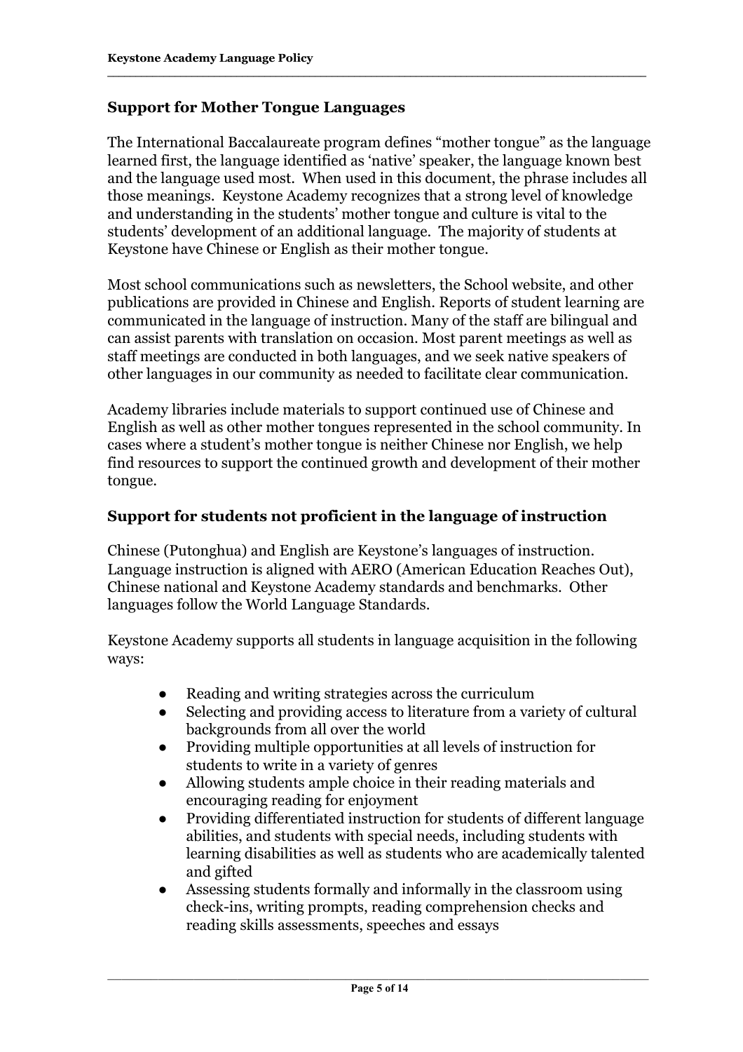## Support for Mother Tongue Languages

The International Baccalaureate program defines "mother tongue" as the language learned first, the language identified as 'native' speaker, the language known best and the language used most. When used in this document, the phrase includes all those meanings. Keystone Academy recognizes that a strong level of knowledge and understanding in the students' mother tongue and culture is vital to the students' development of an additional language. The majority of students at Keystone have Chinese or English as their mother tongue.

Most school communications such as newsletters, the School website, and other publications are provided in Chinese and English. Reports of student learning are communicated in the language of instruction. Many of the staff are bilingual and can assist parents with translation on occasion. Most parent meetings as well as staff meetings are conducted in both languages, and we seek native speakers of other languages in our community as needed to facilitate clear communication.

Academy libraries include materials to support continued use of Chinese and English as well as other mother tongues represented in the school community. In cases where a student's mother tongue is neither Chinese nor English, we help find resources to support the continued growth and development of their mother tongue.

## Support for students not proficient in the language of instruction

Chinese (Putonghua) and English are Keystone's languages of instruction. Language instruction is aligned with AERO (American Education Reaches Out), Chinese national and Keystone Academy standards and benchmarks. Other languages follow the World Language Standards.

Keystone Academy supports all students in language acquisition in the following ways:

- Reading and writing strategies across the curriculum
- Selecting and providing access to literature from a variety of cultural backgrounds from all over the world
- Providing multiple opportunities at all levels of instruction for students to write in a variety of genres
- Allowing students ample choice in their reading materials and encouraging reading for enjoyment
- Providing differentiated instruction for students of different language abilities, and students with special needs, including students with learning disabilities as well as students who are academically talented and gifted
- Assessing students formally and informally in the classroom using check-ins, writing prompts, reading comprehension checks and reading skills assessments, speeches and essays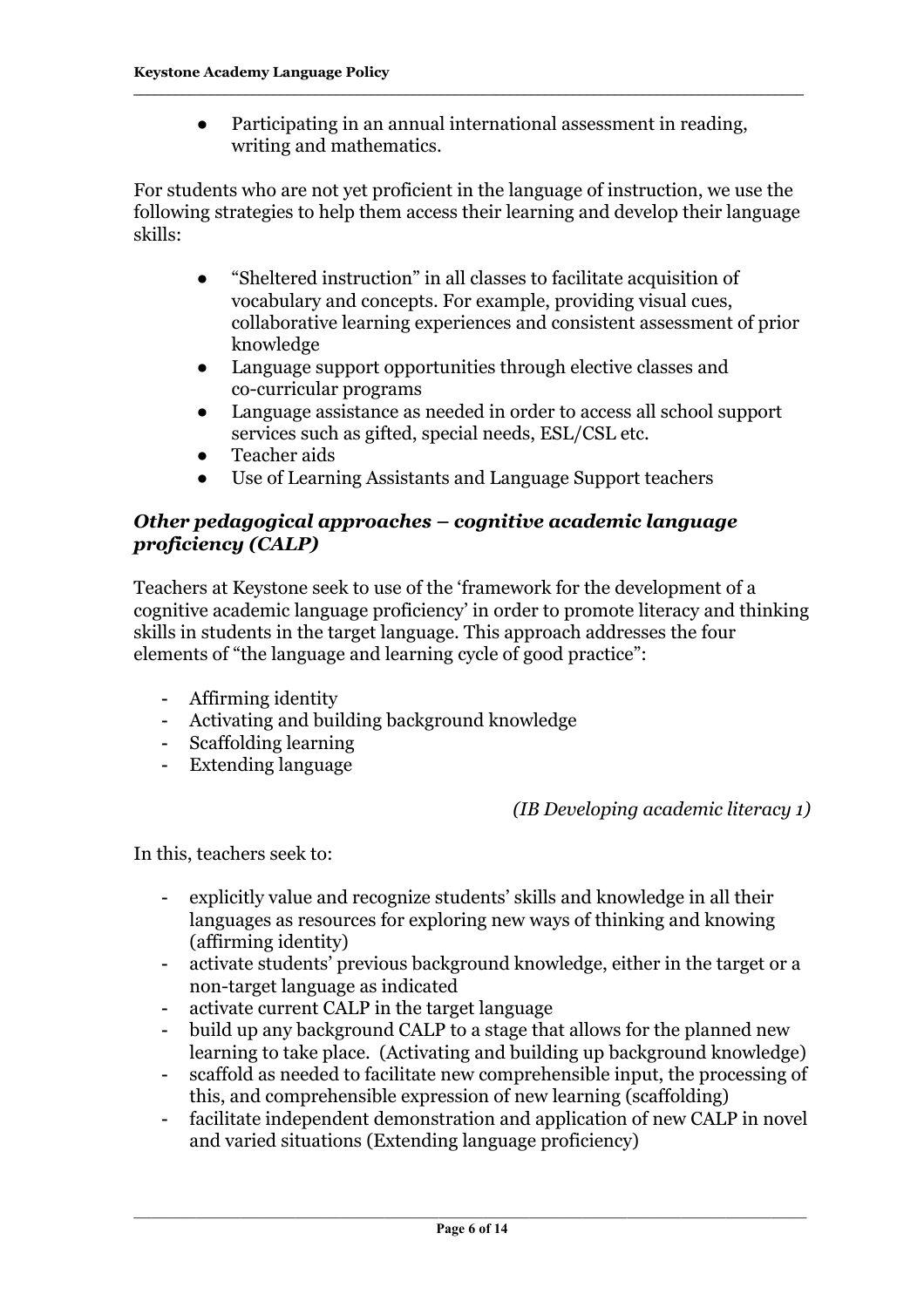- Participating in an annual international assessment in reading, writing and mathematics.

For students who are not yet proficient in the language of instruction, we use the following strategies to help them access their learning and develop their language skills:

- "Sheltered instruction" in all classes to facilitate acquisition of vocabulary and concepts. For example, providing visual cues, collaborative learning experiences and consistent assessment of prior knowledge
- Language support opportunities through elective classes and co-curricular programs
- Language assistance as needed in order to access all school support services such as gifted, special needs, ESL/CSL etc.
- Teacher aids
- Use of Learning Assistants and Language Support teachers

### *Other pedagogical approaches – cognitive academic language proficiency (CALP)*

Teachers at Keystone seek to use of the 'framework for the development of a cognitive academic language proficiency' in order to promote literacy and thinking skills in students in the target language. This approach addresses the four elements of "the language and learning cycle of good practice":

- Affirming identity
- Activating and building background knowledge
- Scaffolding learning
- Extending language

*(IB Developing academic literacy 1)*

In this, teachers seek to:

- explicitly value and recognize students' skills and knowledge in all their languages as resources for exploring new ways of thinking and knowing (affirming identity)
- activate students' previous background knowledge, either in the target or a non-target language as indicated
- activate current CALP in the target language
- build up any background CALP to a stage that allows for the planned new learning to take place. (Activating and building up background knowledge)
- scaffold as needed to facilitate new comprehensible input, the processing of this, and comprehensible expression of new learning (scaffolding)
- facilitate independent demonstration and application of new CALP in novel and varied situations (Extending language proficiency)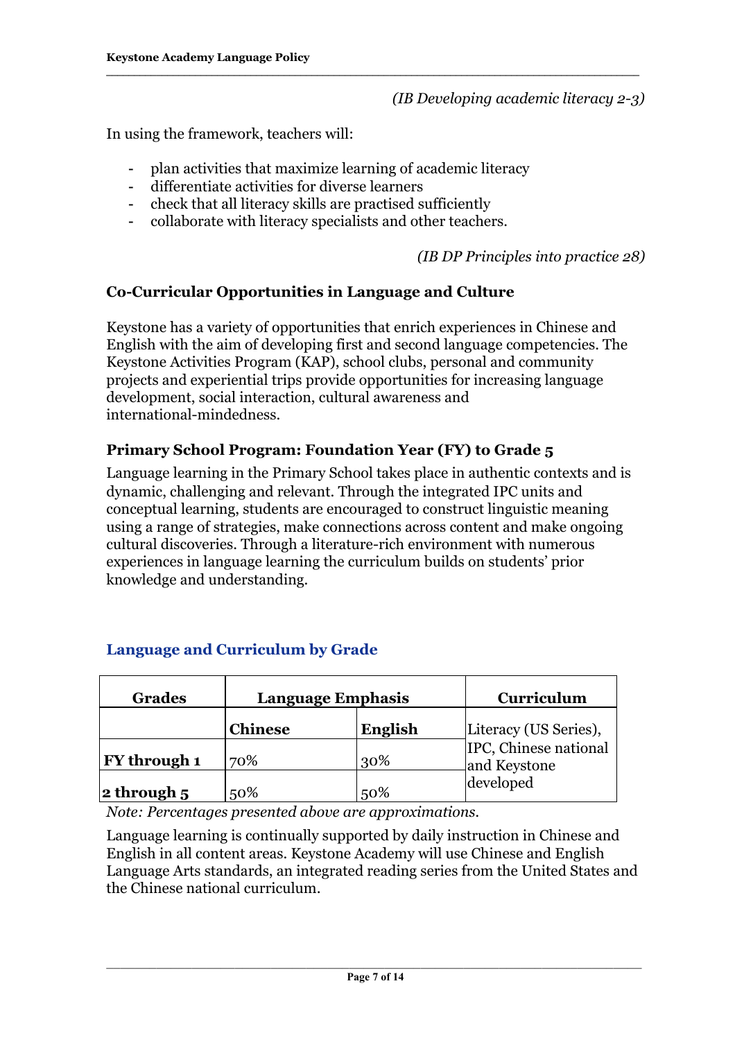*(IB Developing academic literacy 2-3)*

In using the framework, teachers will:

- plan activities that maximize learning of academic literacy
- differentiate activities for diverse learners
- check that all literacy skills are practised sufficiently
- collaborate with literacy specialists and other teachers.

*(IB DP Principles into practice 28)*

### Co-Curricular Opportunities in Language and Culture

Keystone has a variety of opportunities that enrich experiences in Chinese and English with the aim of developing first and second language competencies. The Keystone Activities Program (KAP), school clubs, personal and community projects and experiential trips provide opportunities for increasing language development, social interaction, cultural awareness and international-mindedness.

### Primary School Program: Foundation Year (FY) to Grade 5

Language learning in the Primary School takes place in authentic contexts and is dynamic, challenging and relevant. Through the integrated IPC units and conceptual learning, students are encouraged to construct linguistic meaning using a range of strategies, make connections across content and make ongoing cultural discoveries. Through a literature-rich environment with numerous experiences in language learning the curriculum builds on students' prior knowledge and understanding.

### Language and Curriculum by Grade

| Grades | Language Emphasis | | Curriculum |
|---|---|---|---|
| | **Chinese** | **English** | Literacy (US Series), IPC, Chinese national and Keystone developed |
| **FY through 1** | 70% | 30% | |
| **2 through 5** | 50% | 50% | |

*Note: Percentages presented above are approximations.*

Language learning is continually supported by daily instruction in Chinese and English in all content areas. Keystone Academy will use Chinese and English Language Arts standards, an integrated reading series from the United States and the Chinese national curriculum.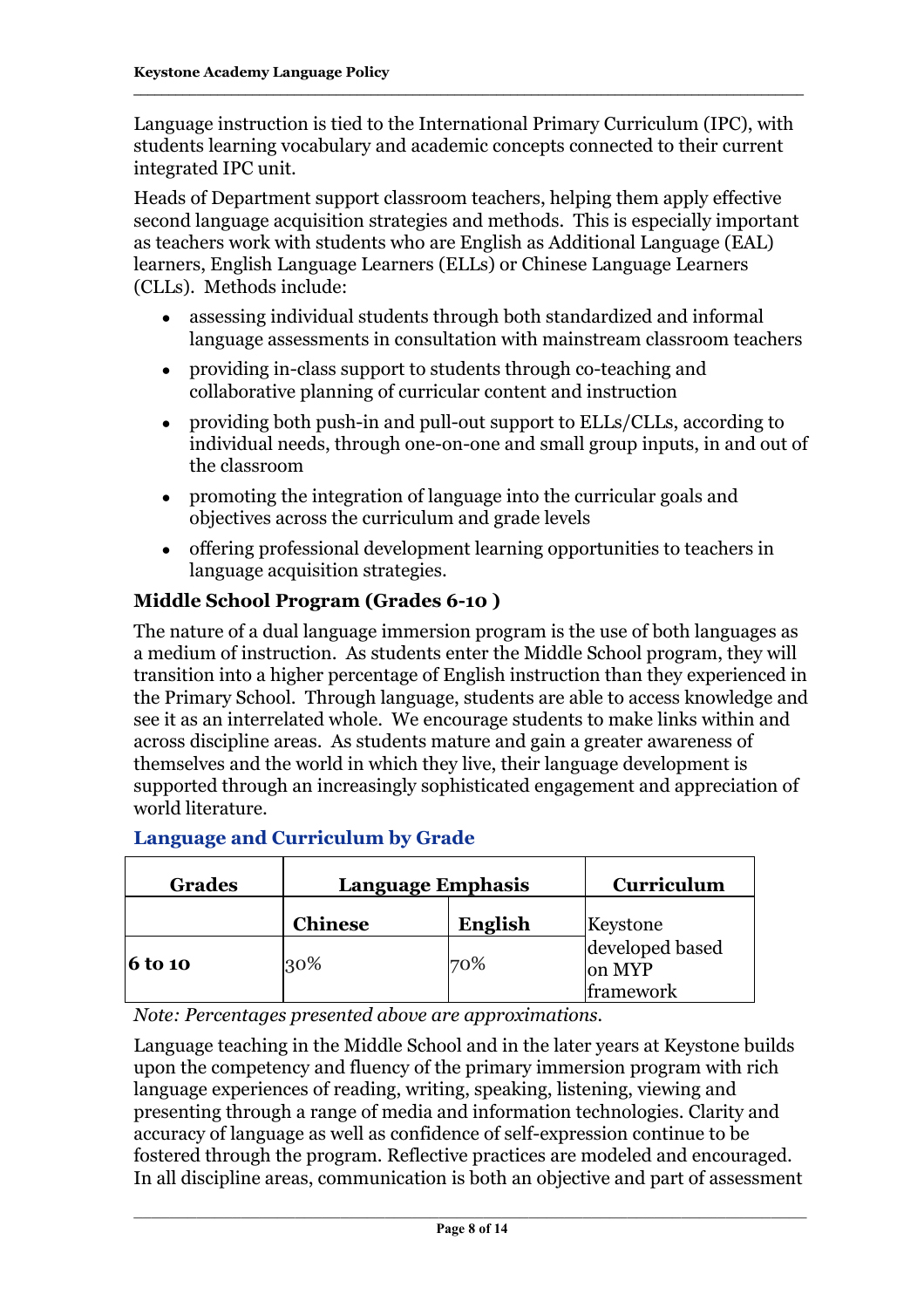Language instruction is tied to the International Primary Curriculum (IPC), with students learning vocabulary and academic concepts connected to their current integrated IPC unit.

Heads of Department support classroom teachers, helping them apply effective second language acquisition strategies and methods. This is especially important as teachers work with students who are English as Additional Language (EAL) learners, English Language Learners (ELLs) or Chinese Language Learners (CLLs). Methods include:

- assessing individual students through both standardized and informal language assessments in consultation with mainstream classroom teachers
- providing in-class support to students through co-teaching and collaborative planning of curricular content and instruction
- providing both push-in and pull-out support to ELLs/CLLs, according to individual needs, through one-on-one and small group inputs, in and out of the classroom
- promoting the integration of language into the curricular goals and objectives across the curriculum and grade levels
- offering professional development learning opportunities to teachers in language acquisition strategies.

### Middle School Program (Grades 6-10 )

The nature of a dual language immersion program is the use of both languages as a medium of instruction. As students enter the Middle School program, they will transition into a higher percentage of English instruction than they experienced in the Primary School. Through language, students are able to access knowledge and see it as an interrelated whole. We encourage students to make links within and across discipline areas. As students mature and gain a greater awareness of themselves and the world in which they live, their language development is supported through an increasingly sophisticated engagement and appreciation of world literature.

#### Language and Curriculum by Grade

| Grades | Language Emphasis | | Curriculum |
|---|---|---|---|
| | **Chinese** | **English** | Keystone developed based on MYP framework |
| **6 to 10** | 30% | 70% | |

*Note: Percentages presented above are approximations.*

Language teaching in the Middle School and in the later years at Keystone builds upon the competency and fluency of the primary immersion program with rich language experiences of reading, writing, speaking, listening, viewing and presenting through a range of media and information technologies. Clarity and accuracy of language as well as confidence of self-expression continue to be fostered through the program. Reflective practices are modeled and encouraged. In all discipline areas, communication is both an objective and part of assessment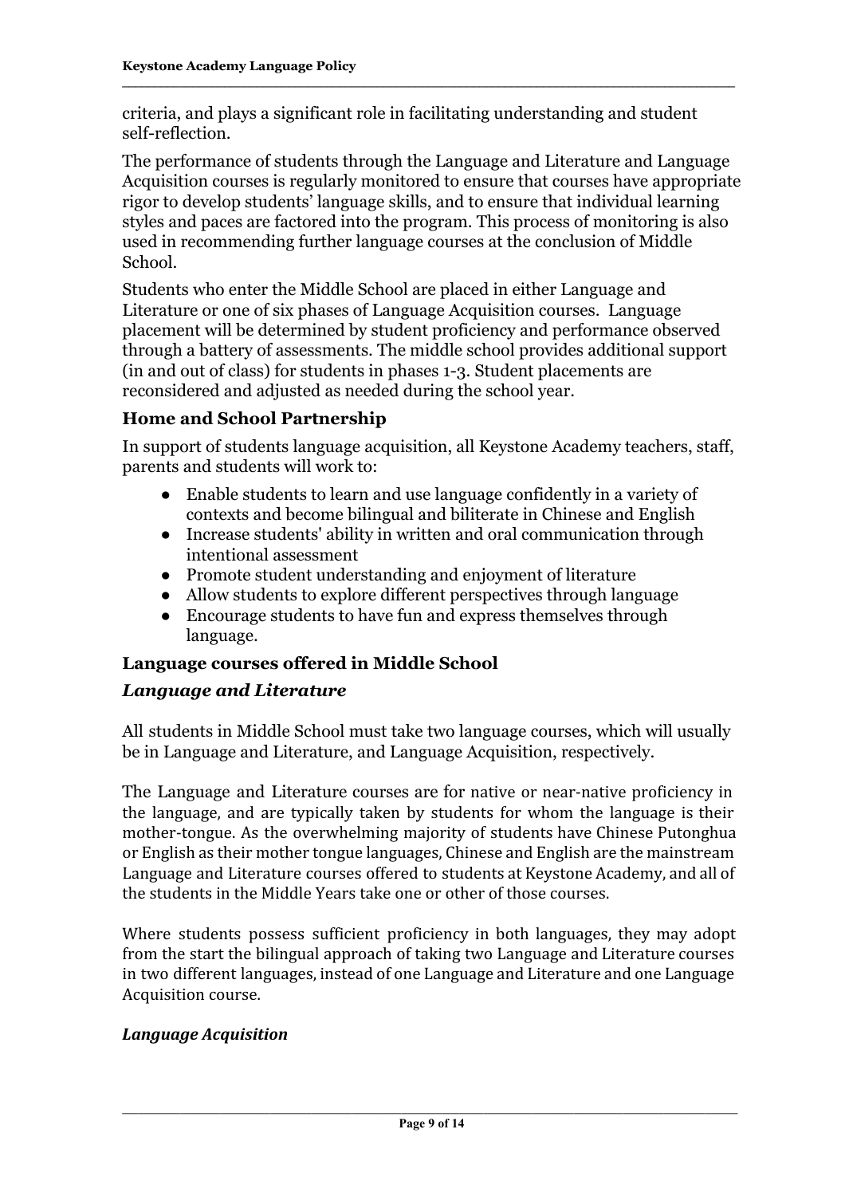criteria, and plays a significant role in facilitating understanding and student self-reflection.

The performance of students through the Language and Literature and Language Acquisition courses is regularly monitored to ensure that courses have appropriate rigor to develop students' language skills, and to ensure that individual learning styles and paces are factored into the program. This process of monitoring is also used in recommending further language courses at the conclusion of Middle School.

Students who enter the Middle School are placed in either Language and Literature or one of six phases of Language Acquisition courses. Language placement will be determined by student proficiency and performance observed through a battery of assessments. The middle school provides additional support (in and out of class) for students in phases 1-3. Student placements are reconsidered and adjusted as needed during the school year.

### Home and School Partnership

In support of students language acquisition, all Keystone Academy teachers, staff, parents and students will work to:

- Enable students to learn and use language confidently in a variety of contexts and become bilingual and biliterate in Chinese and English
- Increase students' ability in written and oral communication through intentional assessment
- Promote student understanding and enjoyment of literature
- Allow students to explore different perspectives through language
- Encourage students to have fun and express themselves through language.

### Language courses offered in Middle School

#### *Language and Literature*

All students in Middle School must take two language courses, which will usually be in Language and Literature, and Language Acquisition, respectively.

The Language and Literature courses are for native or near-native proficiency in the language, and are typically taken by students for whom the language is their mother-tongue. As the overwhelming majority of students have Chinese Putonghua or English as their mother tongue languages, Chinese and English are the mainstream Language and Literature courses offered to students at Keystone Academy, and all of the students in the Middle Years take one or other of those courses.

Where students possess sufficient proficiency in both languages, they may adopt from the start the bilingual approach of taking two Language and Literature courses in two different languages, instead of one Language and Literature and one Language Acquisition course.

#### *Language Acquisition*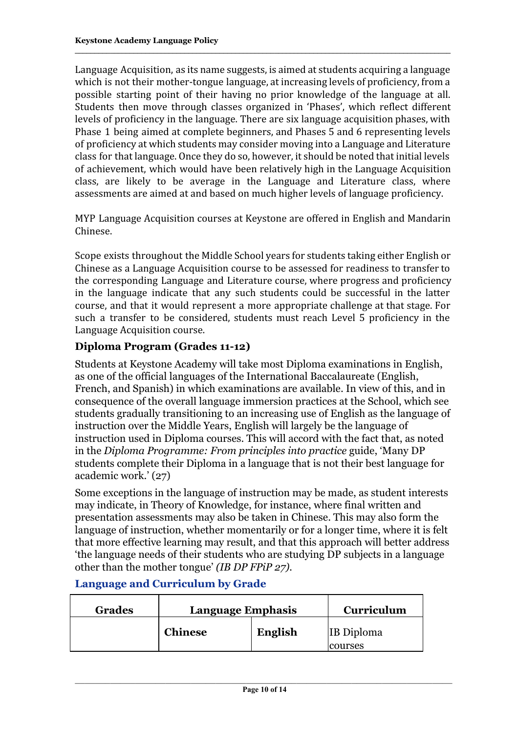Language Acquisition, as its name suggests, is aimed at students acquiring a language which is not their mother-tongue language, at increasing levels of proficiency, from a possible starting point of their having no prior knowledge of the language at all. Students then move through classes organized in 'Phases', which reflect different levels of proficiency in the language. There are six language acquisition phases, with Phase 1 being aimed at complete beginners, and Phases 5 and 6 representing levels of proficiency at which students may consider moving into a Language and Literature class for that language. Once they do so, however, it should be noted that initial levels of achievement, which would have been relatively high in the Language Acquisition class, are likely to be average in the Language and Literature class, where assessments are aimed at and based on much higher levels of language proficiency.

MYP Language Acquisition courses at Keystone are offered in English and Mandarin Chinese.

Scope exists throughout the Middle School years for students taking either English or Chinese as a Language Acquisition course to be assessed for readiness to transfer to the corresponding Language and Literature course, where progress and proficiency in the language indicate that any such students could be successful in the latter course, and that it would represent a more appropriate challenge at that stage. For such a transfer to be considered, students must reach Level 5 proficiency in the Language Acquisition course.

### Diploma Program (Grades 11-12)

Students at Keystone Academy will take most Diploma examinations in English, as one of the official languages of the International Baccalaureate (English, French, and Spanish) in which examinations are available. In view of this, and in consequence of the overall language immersion practices at the School, which see students gradually transitioning to an increasing use of English as the language of instruction over the Middle Years, English will largely be the language of instruction used in Diploma courses. This will accord with the fact that, as noted in the *Diploma Programme: From principles into practice* guide, 'Many DP students complete their Diploma in a language that is not their best language for academic work.' (27)

Some exceptions in the language of instruction may be made, as student interests may indicate, in Theory of Knowledge, for instance, where final written and presentation assessments may also be taken in Chinese. This may also form the language of instruction, whether momentarily or for a longer time, where it is felt that more effective learning may result, and that this approach will better address 'the language needs of their students who are studying DP subjects in a language other than the mother tongue' *(IB DP FPiP 27)*.

## Language and Curriculum by Grade

| Grades | Language Emphasis | | Curriculum |
|---|---|---|---|
| | **Chinese** | **English** | IB Diploma courses |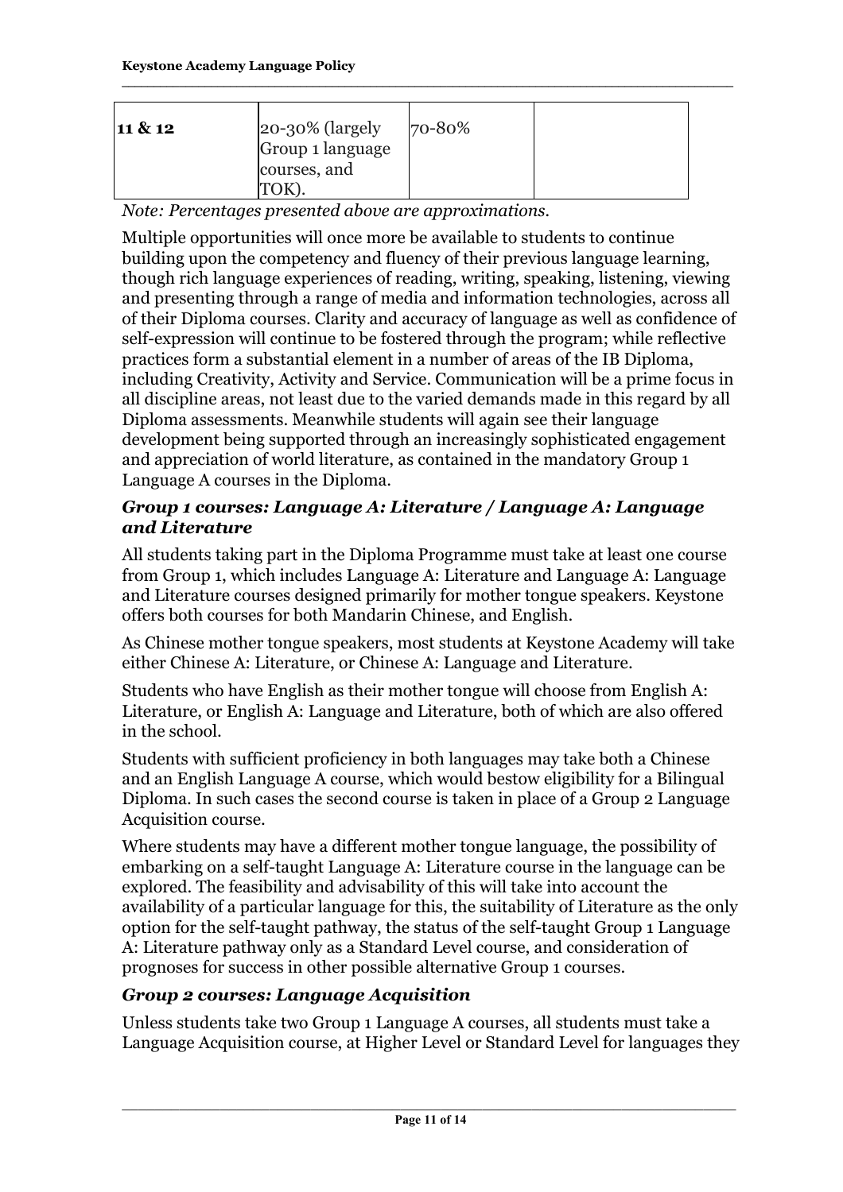| 11 & 12 | 20-30% (largely Group 1 language courses, and TOK). | 70-80% | |
|---|---|---|---|

*Note: Percentages presented above are approximations.*

Multiple opportunities will once more be available to students to continue building upon the competency and fluency of their previous language learning, though rich language experiences of reading, writing, speaking, listening, viewing and presenting through a range of media and information technologies, across all of their Diploma courses. Clarity and accuracy of language as well as confidence of self-expression will continue to be fostered through the program; while reflective practices form a substantial element in a number of areas of the IB Diploma, including Creativity, Activity and Service. Communication will be a prime focus in all discipline areas, not least due to the varied demands made in this regard by all Diploma assessments. Meanwhile students will again see their language development being supported through an increasingly sophisticated engagement and appreciation of world literature, as contained in the mandatory Group 1 Language A courses in the Diploma.

### *Group 1 courses: Language A: Literature / Language A: Language and Literature*

All students taking part in the Diploma Programme must take at least one course from Group 1, which includes Language A: Literature and Language A: Language and Literature courses designed primarily for mother tongue speakers. Keystone offers both courses for both Mandarin Chinese, and English.

As Chinese mother tongue speakers, most students at Keystone Academy will take either Chinese A: Literature, or Chinese A: Language and Literature.

Students who have English as their mother tongue will choose from English A: Literature, or English A: Language and Literature, both of which are also offered in the school.

Students with sufficient proficiency in both languages may take both a Chinese and an English Language A course, which would bestow eligibility for a Bilingual Diploma. In such cases the second course is taken in place of a Group 2 Language Acquisition course.

Where students may have a different mother tongue language, the possibility of embarking on a self-taught Language A: Literature course in the language can be explored. The feasibility and advisability of this will take into account the availability of a particular language for this, the suitability of Literature as the only option for the self-taught pathway, the status of the self-taught Group 1 Language A: Literature pathway only as a Standard Level course, and consideration of prognoses for success in other possible alternative Group 1 courses.

### *Group 2 courses: Language Acquisition*

Unless students take two Group 1 Language A courses, all students must take a Language Acquisition course, at Higher Level or Standard Level for languages they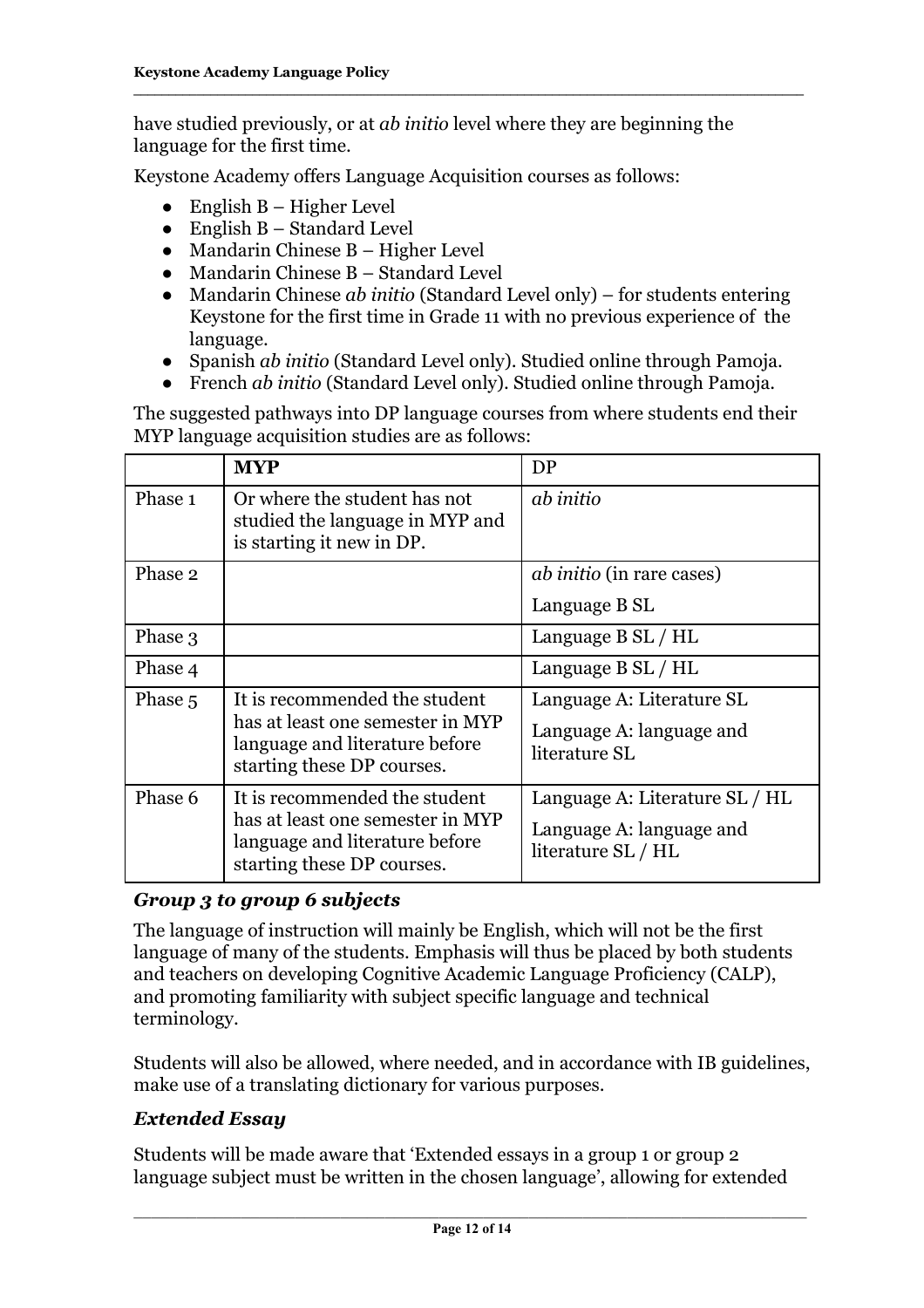have studied previously, or at *ab initio* level where they are beginning the language for the first time.

Keystone Academy offers Language Acquisition courses as follows:

- English B – Higher Level
- English B – Standard Level
- Mandarin Chinese B – Higher Level
- Mandarin Chinese B – Standard Level
- Mandarin Chinese *ab initio* (Standard Level only) – for students entering Keystone for the first time in Grade 11 with no previous experience of the language.
- Spanish *ab initio* (Standard Level only). Studied online through Pamoja.
- French *ab initio* (Standard Level only). Studied online through Pamoja.

The suggested pathways into DP language courses from where students end their MYP language acquisition studies are as follows:

| | **MYP** | DP |
|---|---|---|
| Phase 1 | Or where the student has not studied the language in MYP and is starting it new in DP. | *ab initio* |
| Phase 2 | | *ab initio* (in rare cases)<br>Language B SL |
| Phase 3 | | Language B SL / HL |
| Phase 4 | | Language B SL / HL |
| Phase 5 | It is recommended the student has at least one semester in MYP language and literature before starting these DP courses. | Language A: Literature SL<br>Language A: language and literature SL |
| Phase 6 | It is recommended the student has at least one semester in MYP language and literature before starting these DP courses. | Language A: Literature SL / HL<br>Language A: language and literature SL / HL |

### *Group 3 to group 6 subjects*

The language of instruction will mainly be English, which will not be the first language of many of the students. Emphasis will thus be placed by both students and teachers on developing Cognitive Academic Language Proficiency (CALP), and promoting familiarity with subject specific language and technical terminology.

Students will also be allowed, where needed, and in accordance with IB guidelines, make use of a translating dictionary for various purposes.

### *Extended Essay*

Students will be made aware that 'Extended essays in a group 1 or group 2 language subject must be written in the chosen language', allowing for extended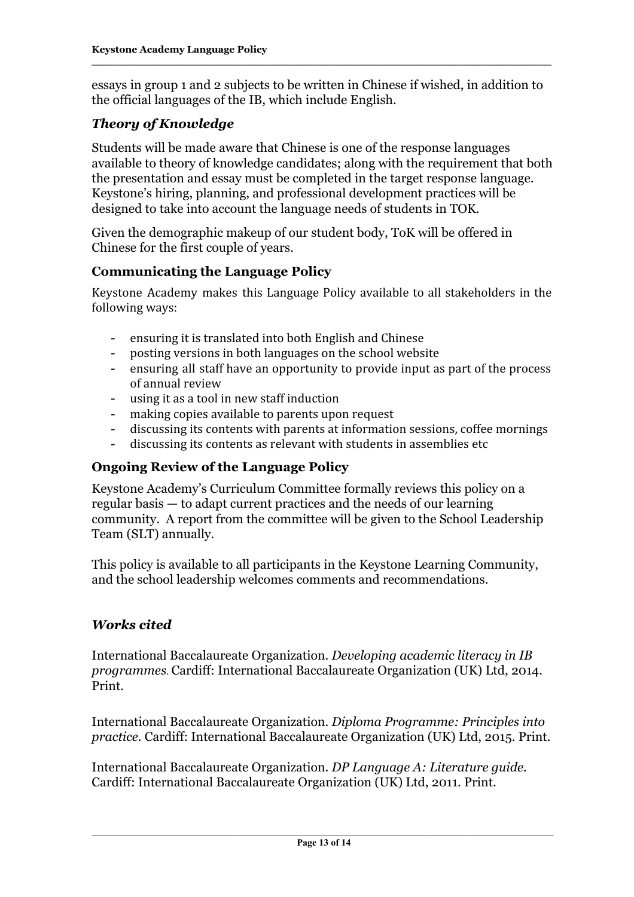essays in group 1 and 2 subjects to be written in Chinese if wished, in addition to the official languages of the IB, which include English.

### *Theory of Knowledge*

Students will be made aware that Chinese is one of the response languages available to theory of knowledge candidates; along with the requirement that both the presentation and essay must be completed in the target response language. Keystone's hiring, planning, and professional development practices will be designed to take into account the language needs of students in TOK.

Given the demographic makeup of our student body, ToK will be offered in Chinese for the first couple of years.

## **Communicating the Language Policy**

Keystone Academy makes this Language Policy available to all stakeholders in the following ways:

- ensuring it is translated into both English and Chinese
- posting versions in both languages on the school website
- ensuring all staff have an opportunity to provide input as part of the process of annual review
- using it as a tool in new staff induction
- making copies available to parents upon request
- discussing its contents with parents at information sessions, coffee mornings
- discussing its contents as relevant with students in assemblies etc

## **Ongoing Review of the Language Policy**

Keystone Academy's Curriculum Committee formally reviews this policy on a regular basis — to adapt current practices and the needs of our learning community. A report from the committee will be given to the School Leadership Team (SLT) annually.

This policy is available to all participants in the Keystone Learning Community, and the school leadership welcomes comments and recommendations.

### *Works cited*

International Baccalaureate Organization. *Developing academic literacy in IB programmes.* Cardiff: International Baccalaureate Organization (UK) Ltd, 2014. Print.

International Baccalaureate Organization. *Diploma Programme: Principles into practice*. Cardiff: International Baccalaureate Organization (UK) Ltd, 2015. Print.

International Baccalaureate Organization. *DP Language A: Literature guide*. Cardiff: International Baccalaureate Organization (UK) Ltd, 2011. Print.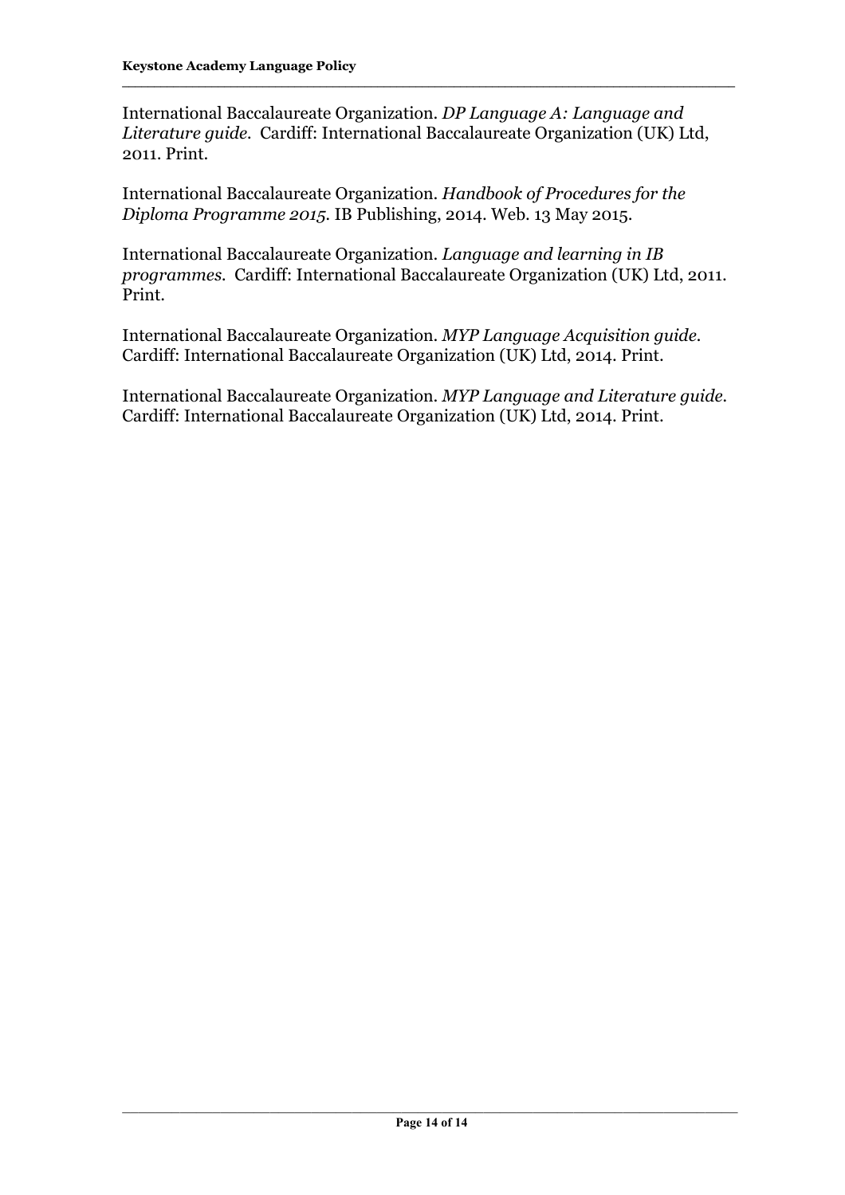International Baccalaureate Organization. *DP Language A: Language and Literature guide.* Cardiff: International Baccalaureate Organization (UK) Ltd, 2011. Print.

International Baccalaureate Organization. *Handbook of Procedures for the Diploma Programme 2015.* IB Publishing, 2014. Web. 13 May 2015.

International Baccalaureate Organization. *Language and learning in IB programmes.* Cardiff: International Baccalaureate Organization (UK) Ltd, 2011. Print.

International Baccalaureate Organization. *MYP Language Acquisition guide.* Cardiff: International Baccalaureate Organization (UK) Ltd, 2014. Print.

International Baccalaureate Organization. *MYP Language and Literature guide.* Cardiff: International Baccalaureate Organization (UK) Ltd, 2014. Print.